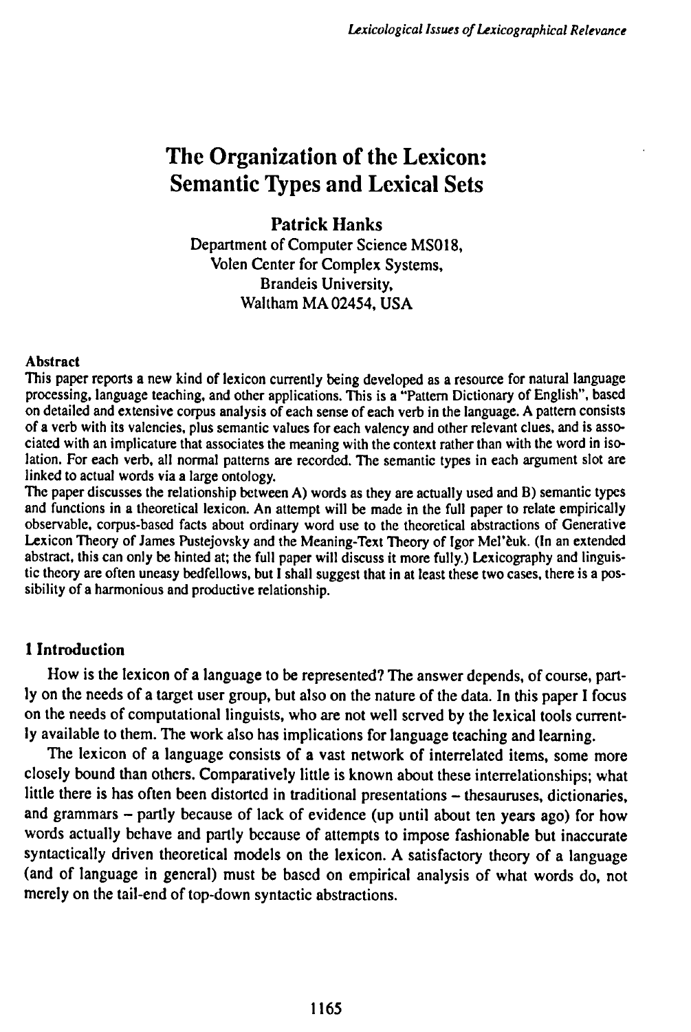# The Organization of the Lexicon: Semantic Types and Lexical Sets

**Patrick Hanks**
Department of Computer Science MS018,
Volen Center for Complex Systems,
Brandeis University,
Waltham MA 02454, USA

**Abstract**

This paper reports a new kind of lexicon currently being developed as a resource for natural language processing, language teaching, and other applications. This is a "Pattern Dictionary of English", based on detailed and extensive corpus analysis of each sense of each verb in the language. A pattern consists of a verb with its valencies, plus semantic values for each valency and other relevant clues, and is associated with an implicature that associates the meaning with the context rather than with the word in isolation. For each verb, all normal patterns are recorded. The semantic types in each argument slot are linked to actual words via a large ontology.

The paper discusses the relationship between A) words as they are actually used and B) semantic types and functions in a theoretical lexicon. An attempt will be made in the full paper to relate empirically observable, corpus-based facts about ordinary word use to the theoretical abstractions of Generative Lexicon Theory of James Pustejovsky and the Meaning-Text Theory of Igor Mel'čuk. (In an extended abstract, this can only be hinted at; the full paper will discuss it more fully.) Lexicography and linguistic theory are often uneasy bedfellows, but I shall suggest that in at least these two cases, there is a possibility of a harmonious and productive relationship.

## 1 Introduction

How is the lexicon of a language to be represented? The answer depends, of course, partly on the needs of a target user group, but also on the nature of the data. In this paper I focus on the needs of computational linguists, who are not well served by the lexical tools currently available to them. The work also has implications for language teaching and learning.

The lexicon of a language consists of a vast network of interrelated items, some more closely bound than others. Comparatively little is known about these interrelationships; what little there is has often been distorted in traditional presentations – thesauruses, dictionaries, and grammars – partly because of lack of evidence (up until about ten years ago) for how words actually behave and partly because of attempts to impose fashionable but inaccurate syntactically driven theoretical models on the lexicon. A satisfactory theory of a language (and of language in general) must be based on empirical analysis of what words do, not merely on the tail-end of top-down syntactic abstractions.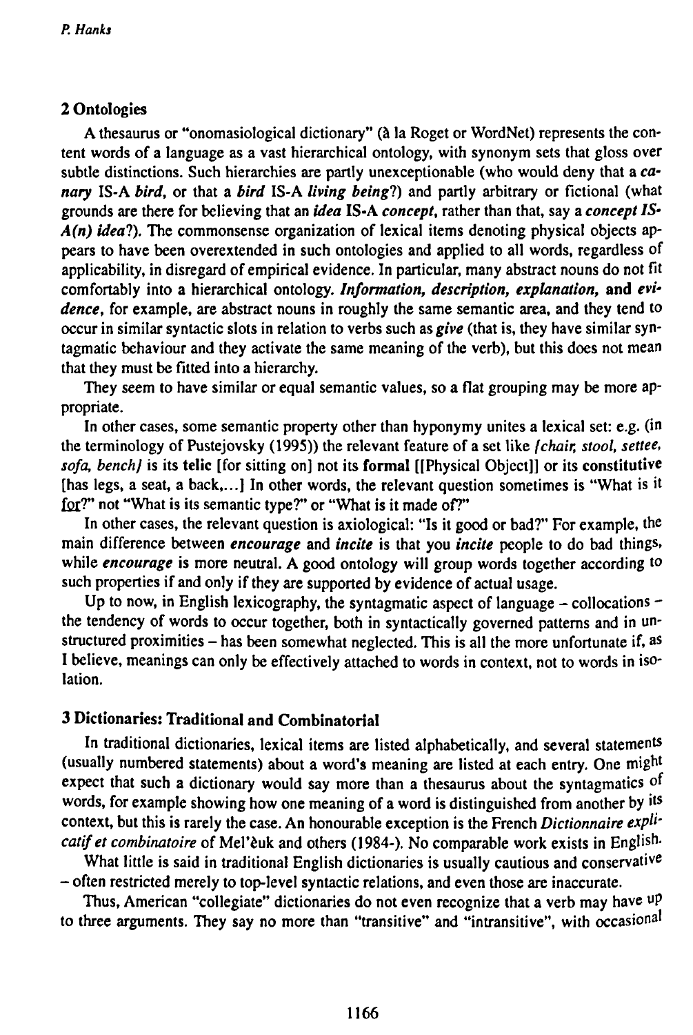## 2 Ontologies

A thesaurus or "onomasiological dictionary" (à la Roget or WordNet) represents the content words of a language as a vast hierarchical ontology, with synonym sets that gloss over subtle distinctions. Such hierarchies are partly unexceptionable (who would deny that a ***canary*** IS-A ***bird***, or that a ***bird*** IS-A ***living being***?) and partly arbitrary or fictional (what grounds are there for believing that an ***idea*** IS-A ***concept***, rather than that, say a ***concept IS-A(n) idea***?). The commonsense organization of lexical items denoting physical objects appears to have been overextended in such ontologies and applied to all words, regardless of applicability, in disregard of empirical evidence. In particular, many abstract nouns do not fit comfortably into a hierarchical ontology. ***Information, description, explanation,*** **and** ***evidence***, for example, are abstract nouns in roughly the same semantic area, and they tend to occur in similar syntactic slots in relation to verbs such as ***give*** (that is, they have similar syntagmatic behaviour and they activate the same meaning of the verb), but this does not mean that they must be fitted into a hierarchy.

They seem to have similar or equal semantic values, so a flat grouping may be more appropriate.

In other cases, some semantic property other than hyponymy unites a lexical set: e.g. (in the terminology of Pustejovsky (1995)) the relevant feature of a set like *{chair, stool, settee, sofa, bench}* is its **telic** [for sitting on] not its **formal** [[Physical Object]] or its **constitutive** [has legs, a seat, a back,...] In other words, the relevant question sometimes is "What is it for?" not "What is its semantic type?" or "What is it made of?"

In other cases, the relevant question is axiological: "Is it good or bad?" For example, the main difference between ***encourage*** and ***incite*** is that you ***incite*** people to do bad things, while ***encourage*** is more neutral. A good ontology will group words together according to such properties if and only if they are supported by evidence of actual usage.

Up to now, in English lexicography, the syntagmatic aspect of language – collocations – the tendency of words to occur together, both in syntactically governed patterns and in unstructured proximities – has been somewhat neglected. This is all the more unfortunate if, as I believe, meanings can only be effectively attached to words in context, not to words in isolation.

## 3 Dictionaries: Traditional and Combinatorial

In traditional dictionaries, lexical items are listed alphabetically, and several statements (usually numbered statements) about a word's meaning are listed at each entry. One might expect that such a dictionary would say more than a thesaurus about the syntagmatics of words, for example showing how one meaning of a word is distinguished from another by its context, but this is rarely the case. An honourable exception is the French *Dictionnaire explicatif et combinatoire* of Mel'čuk and others (1984-). No comparable work exists in English.

What little is said in traditional English dictionaries is usually cautious and conservative – often restricted merely to top-level syntactic relations, and even those are inaccurate.

Thus, American "collegiate" dictionaries do not even recognize that a verb may have up to three arguments. They say no more than "transitive" and "intransitive", with occasional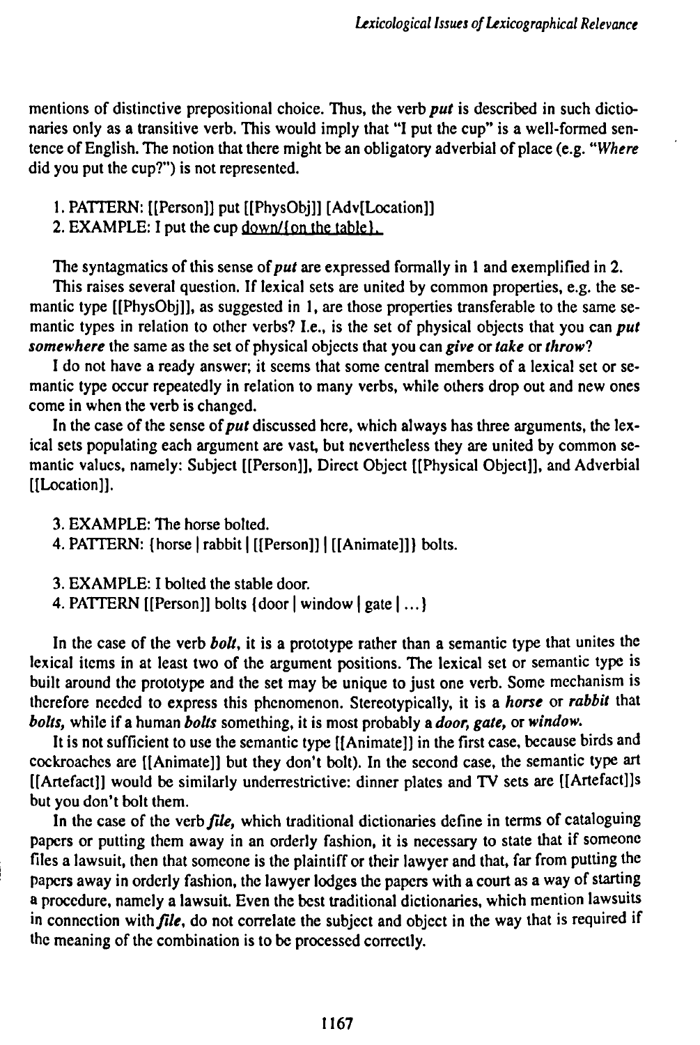mentions of distinctive prepositional choice. Thus, the verb ***put*** is described in such dictionaries only as a transitive verb. This would imply that "I put the cup" is a well-formed sentence of English. The notion that there might be an obligatory adverbial of place (e.g. "*Where* did you put the cup?") is not represented.

1. PATTERN: [[Person]] put [[PhysObj]] [Adv[Location]]
2. EXAMPLE: I put the cup down/{on the table}.

The syntagmatics of this sense of ***put*** are expressed formally in 1 and exemplified in 2.

This raises several question. If lexical sets are united by common properties, e.g. the semantic type [[PhysObj]], as suggested in 1, are those properties transferable to the same semantic types in relation to other verbs? I.e., is the set of physical objects that you can ***put somewhere*** the same as the set of physical objects that you can ***give*** or ***take*** or ***throw***?

I do not have a ready answer; it seems that some central members of a lexical set or semantic type occur repeatedly in relation to many verbs, while others drop out and new ones come in when the verb is changed.

In the case of the sense of ***put*** discussed here, which always has three arguments, the lexical sets populating each argument are vast, but nevertheless they are united by common semantic values, namely: Subject [[Person]], Direct Object [[Physical Object]], and Adverbial [[Location]].

3. EXAMPLE: The horse bolted.
4. PATTERN: {horse | rabbit | [[Person]] | [[Animate]]} bolts.

3. EXAMPLE: I bolted the stable door.
4. PATTERN [[Person]] bolts {door | window | gate | ...}

In the case of the verb ***bolt***, it is a prototype rather than a semantic type that unites the lexical items in at least two of the argument positions. The lexical set or semantic type is built around the prototype and the set may be unique to just one verb. Some mechanism is therefore needed to express this phenomenon. Stereotypically, it is a ***horse*** or ***rabbit*** that ***bolts***, while if a human ***bolts*** something, it is most probably a ***door***, ***gate***, or ***window***.

It is not sufficient to use the semantic type [[Animate]] in the first case, because birds and cockroaches are [[Animate]] but they don't bolt). In the second case, the semantic type art [[Artefact]] would be similarly underrestrictive: dinner plates and TV sets are [[Artefact]]s but you don't bolt them.

In the case of the verb ***file***, which traditional dictionaries define in terms of cataloguing papers or putting them away in an orderly fashion, it is necessary to state that if someone files a lawsuit, then that someone is the plaintiff or their lawyer and that, far from putting the papers away in orderly fashion, the lawyer lodges the papers with a court as a way of starting a procedure, namely a lawsuit. Even the best traditional dictionaries, which mention lawsuits in connection with ***file***, do not correlate the subject and object in the way that is required if the meaning of the combination is to be processed correctly.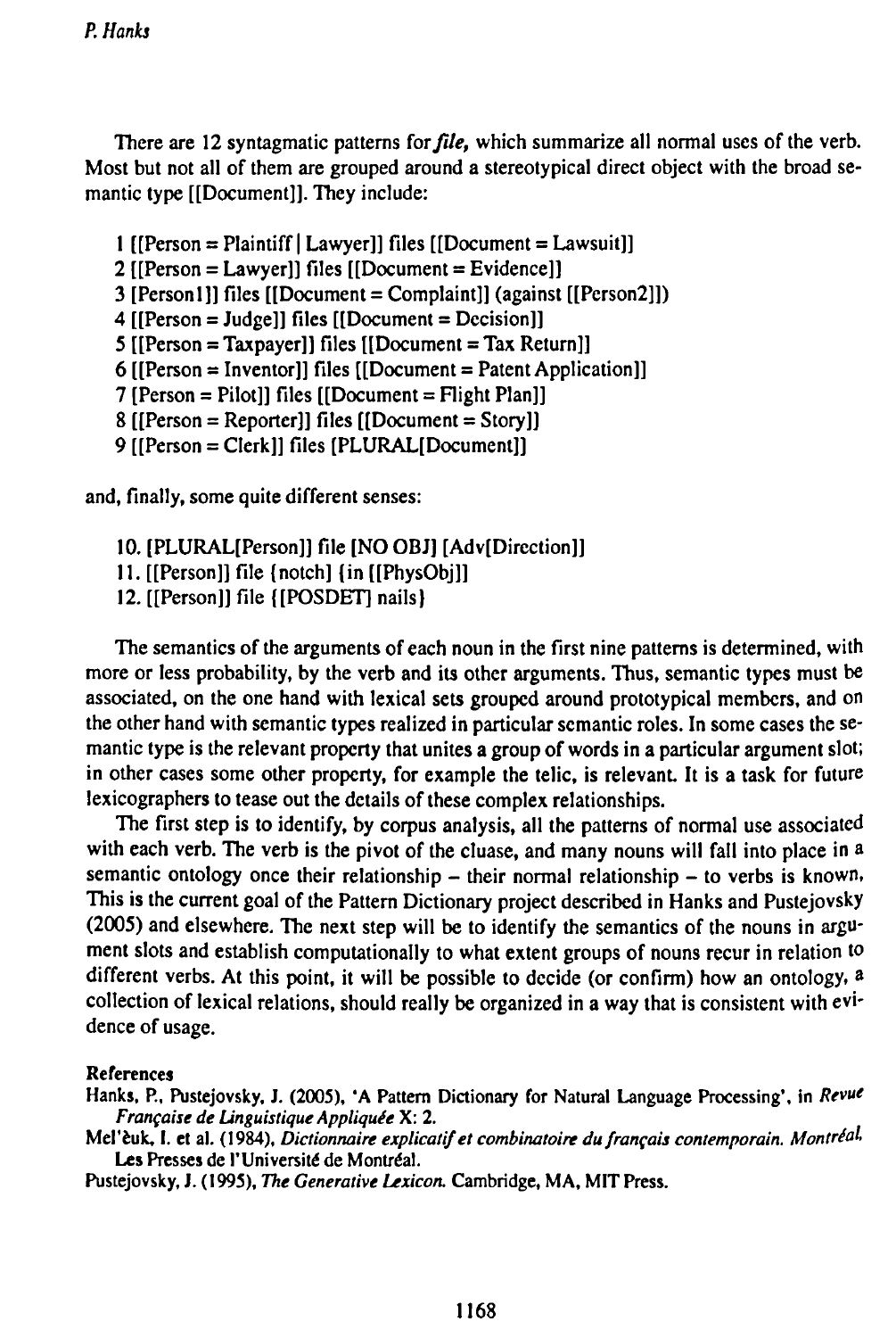There are 12 syntagmatic patterns for *file,* which summarize all normal uses of the verb. Most but not all of them are grouped around a stereotypical direct object with the broad semantic type [[Document]]. They include:

1 [[Person = Plaintiff | Lawyer]] files [[Document = Lawsuit]]
2 [[Person = Lawyer]] files [[Document = Evidence]]
3 [Person1]] files [[Document = Complaint]] (against [[Person2]])
4 [[Person = Judge]] files [[Document = Decision]]
5 [[Person = Taxpayer]] files [[Document = Tax Return]]
6 [[Person = Inventor]] files [[Document = Patent Application]]
7 [Person = Pilot]] files [[Document = Flight Plan]]
8 [[Person = Reporter]] files [[Document = Story]]
9 [[Person = Clerk]] files [PLURAL[Document]]

and, finally, some quite different senses:

10. [PLURAL[Person]] file [NO OBJ] [Adv[Direction]]
11. [[Person]] file {notch} {in [[PhysObj]]
12. [[Person]] file {[POSDET] nails}

The semantics of the arguments of each noun in the first nine patterns is determined, with more or less probability, by the verb and its other arguments. Thus, semantic types must be associated, on the one hand with lexical sets grouped around prototypical members, and on the other hand with semantic types realized in particular semantic roles. In some cases the semantic type is the relevant property that unites a group of words in a particular argument slot; in other cases some other property, for example the telic, is relevant. It is a task for future lexicographers to tease out the details of these complex relationships.

The first step is to identify, by corpus analysis, all the patterns of normal use associated with each verb. The verb is the pivot of the cluase, and many nouns will fall into place in a semantic ontology once their relationship – their normal relationship – to verbs is known. This is the current goal of the Pattern Dictionary project described in Hanks and Pustejovsky (2005) and elsewhere. The next step will be to identify the semantics of the nouns in argument slots and establish computationally to what extent groups of nouns recur in relation to different verbs. At this point, it will be possible to decide (or confirm) how an ontology, a collection of lexical relations, should really be organized in a way that is consistent with evidence of usage.

**References**

Hanks, P., Pustejovsky, J. (2005), 'A Pattern Dictionary for Natural Language Processing', in *Revue Française de Linguistique Appliquée* X: 2.

Mel'čuk, I. et al. (1984), *Dictionnaire explicatif et combinatoire du français contemporain. Montréal.* Les Presses de l'Université de Montréal.

Pustejovsky, J. (1995), *The Generative Lexicon.* Cambridge, MA, MIT Press.